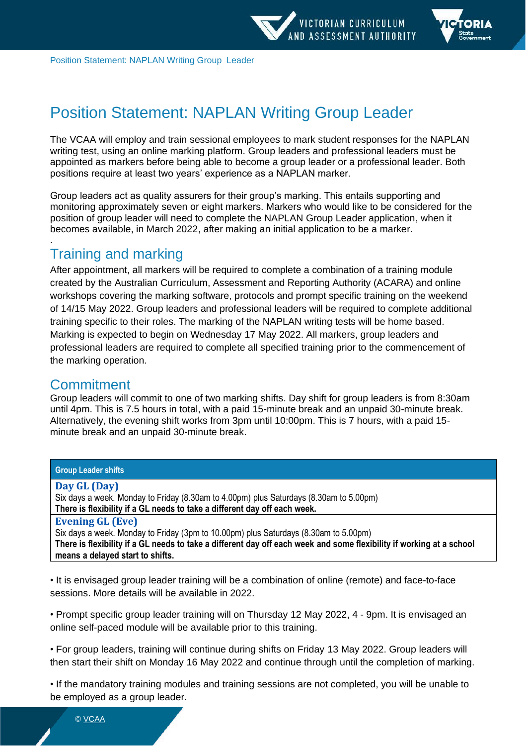# Position Statement: NAPLAN Writing Group Leader

The VCAA will employ and train sessional employees to mark student responses for the NAPLAN writing test, using an online marking platform. Group leaders and professional leaders must be appointed as markers before being able to become a group leader or a professional leader. Both positions require at least two years' experience as a NAPLAN marker.

Group leaders act as quality assurers for their group's marking. This entails supporting and monitoring approximately seven or eight markers. Markers who would like to be considered for the position of group leader will need to complete the NAPLAN Group Leader application, when it becomes available, in March 2022, after making an initial application to be a marker.

## Training and marking

After appointment, all markers will be required to complete a combination of a training module created by the Australian Curriculum, Assessment and Reporting Authority (ACARA) and online workshops covering the marking software, protocols and prompt specific training on the weekend of 14/15 May 2022. Group leaders and professional leaders will be required to complete additional training specific to their roles. The marking of the NAPLAN writing tests will be home based. Marking is expected to begin on Wednesday 17 May 2022. All markers, group leaders and professional leaders are required to complete all specified training prior to the commencement of the marking operation.

## Commitment

Group leaders will commit to one of two marking shifts. Day shift for group leaders is from 8:30am until 4pm. This is 7.5 hours in total, with a paid 15-minute break and an unpaid 30-minute break. Alternatively, the evening shift works from 3pm until 10:00pm. This is 7 hours, with a paid 15-minute break and an unpaid 30-minute break.

| Group Leader shifts |
| --- |
| **Day GL (Day)**<br>Six days a week. Monday to Friday (8.30am to 4.00pm) plus Saturdays (8.30am to 5.00pm)<br>**There is flexibility if a GL needs to take a different day off each week.** |
| **Evening GL (Eve)**<br>Six days a week. Monday to Friday (3pm to 10.00pm) plus Saturdays (8.30am to 5.00pm)<br>**There is flexibility if a GL needs to take a different day off each week and some flexibility if working at a school means a delayed start to shifts.** |

- It is envisaged group leader training will be a combination of online (remote) and face-to-face sessions. More details will be available in 2022.
- Prompt specific group leader training will on Thursday 12 May 2022, 4 - 9pm. It is envisaged an online self-paced module will be available prior to this training.
- For group leaders, training will continue during shifts on Friday 13 May 2022. Group leaders will then start their shift on Monday 16 May 2022 and continue through until the completion of marking.
- If the mandatory training modules and training sessions are not completed, you will be unable to be employed as a group leader.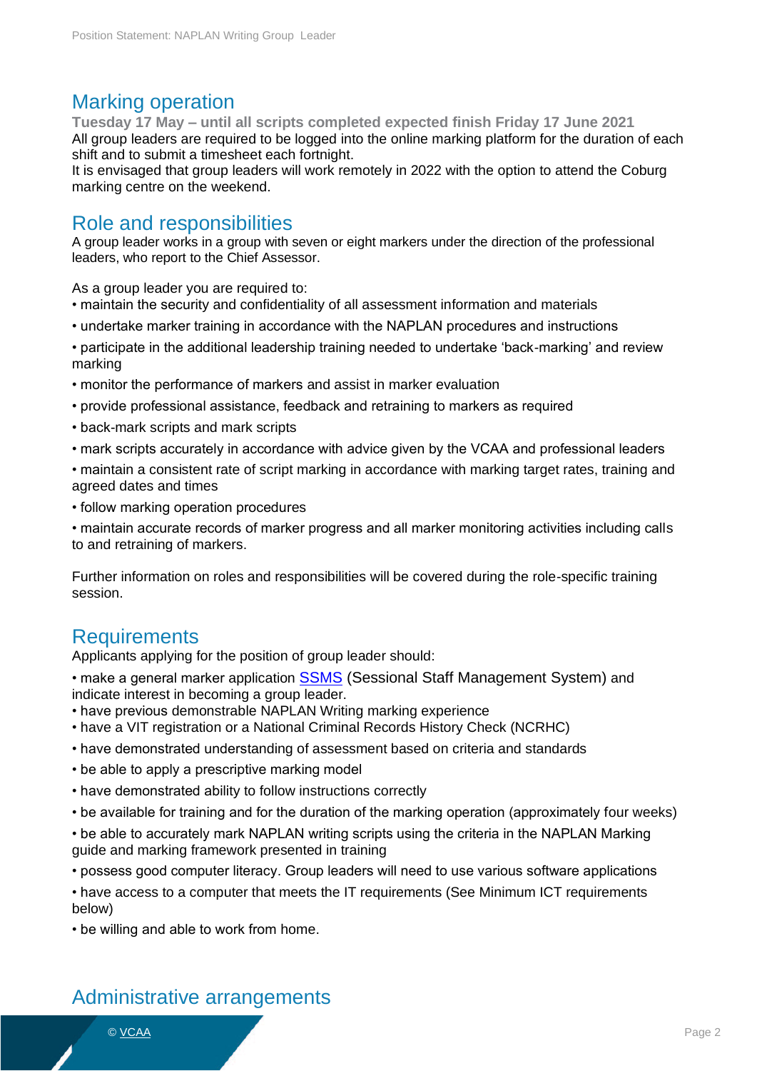## Marking operation

**Tuesday 17 May – until all scripts completed expected finish Friday 17 June 2021**

All group leaders are required to be logged into the online marking platform for the duration of each shift and to submit a timesheet each fortnight.

It is envisaged that group leaders will work remotely in 2022 with the option to attend the Coburg marking centre on the weekend.

## Role and responsibilities

A group leader works in a group with seven or eight markers under the direction of the professional leaders, who report to the Chief Assessor.

As a group leader you are required to:

- maintain the security and confidentiality of all assessment information and materials
- undertake marker training in accordance with the NAPLAN procedures and instructions
- participate in the additional leadership training needed to undertake 'back-marking' and review marking
- monitor the performance of markers and assist in marker evaluation
- provide professional assistance, feedback and retraining to markers as required
- back-mark scripts and mark scripts
- mark scripts accurately in accordance with advice given by the VCAA and professional leaders
- maintain a consistent rate of script marking in accordance with marking target rates, training and agreed dates and times
- follow marking operation procedures
- maintain accurate records of marker progress and all marker monitoring activities including calls to and retraining of markers.

Further information on roles and responsibilities will be covered during the role-specific training session.

## Requirements

Applicants applying for the position of group leader should:

- make a general marker application SSMS (Sessional Staff Management System) and indicate interest in becoming a group leader.
- have previous demonstrable NAPLAN Writing marking experience
- have a VIT registration or a National Criminal Records History Check (NCRHC)
- have demonstrated understanding of assessment based on criteria and standards
- be able to apply a prescriptive marking model
- have demonstrated ability to follow instructions correctly
- be available for training and for the duration of the marking operation (approximately four weeks)
- be able to accurately mark NAPLAN writing scripts using the criteria in the NAPLAN Marking guide and marking framework presented in training
- possess good computer literacy. Group leaders will need to use various software applications
- have access to a computer that meets the IT requirements (See Minimum ICT requirements below)
- be willing and able to work from home.

## Administrative arrangements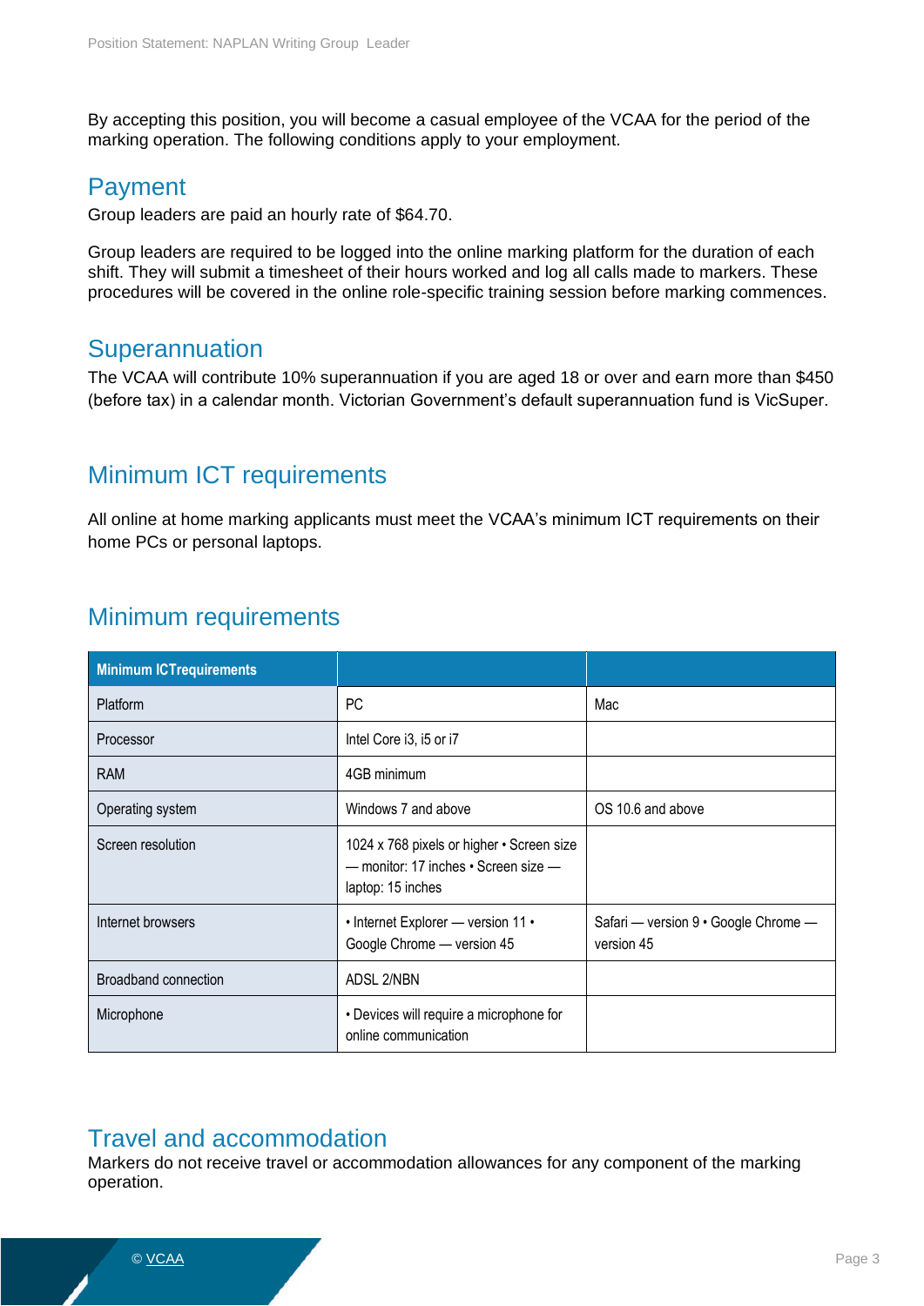By accepting this position, you will become a casual employee of the VCAA for the period of the marking operation. The following conditions apply to your employment.

## Payment

Group leaders are paid an hourly rate of $64.70.

Group leaders are required to be logged into the online marking platform for the duration of each shift. They will submit a timesheet of their hours worked and log all calls made to markers. These procedures will be covered in the online role-specific training session before marking commences.

## Superannuation

The VCAA will contribute 10% superannuation if you are aged 18 or over and earn more than $450 (before tax) in a calendar month. Victorian Government's default superannuation fund is VicSuper.

## Minimum ICT requirements

All online at home marking applicants must meet the VCAA's minimum ICT requirements on their home PCs or personal laptops.

## Minimum requirements

| Minimum ICTrequirements | | |
|---|---|---|
| Platform | PC | Mac |
| Processor | Intel Core i3, i5 or i7 | |
| RAM | 4GB minimum | |
| Operating system | Windows 7 and above | OS 10.6 and above |
| Screen resolution | 1024 x 768 pixels or higher • Screen size — monitor: 17 inches • Screen size — laptop: 15 inches | |
| Internet browsers | • Internet Explorer — version 11 • Google Chrome — version 45 | Safari — version 9 • Google Chrome — version 45 |
| Broadband connection | ADSL 2/NBN | |
| Microphone | • Devices will require a microphone for online communication | |

## Travel and accommodation

Markers do not receive travel or accommodation allowances for any component of the marking operation.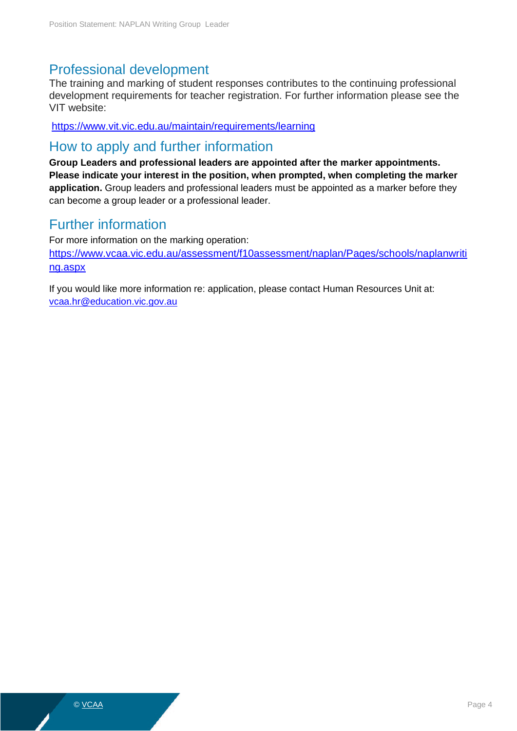## Professional development

The training and marking of student responses contributes to the continuing professional development requirements for teacher registration. For further information please see the VIT website:

https://www.vit.vic.edu.au/maintain/requirements/learning

## How to apply and further information

**Group Leaders and professional leaders are appointed after the marker appointments. Please indicate your interest in the position, when prompted, when completing the marker application.** Group leaders and professional leaders must be appointed as a marker before they can become a group leader or a professional leader.

## Further information

For more information on the marking operation:
https://www.vcaa.vic.edu.au/assessment/f10assessment/naplan/Pages/schools/naplanwriting.aspx

If you would like more information re: application, please contact Human Resources Unit at:
vcaa.hr@education.vic.gov.au